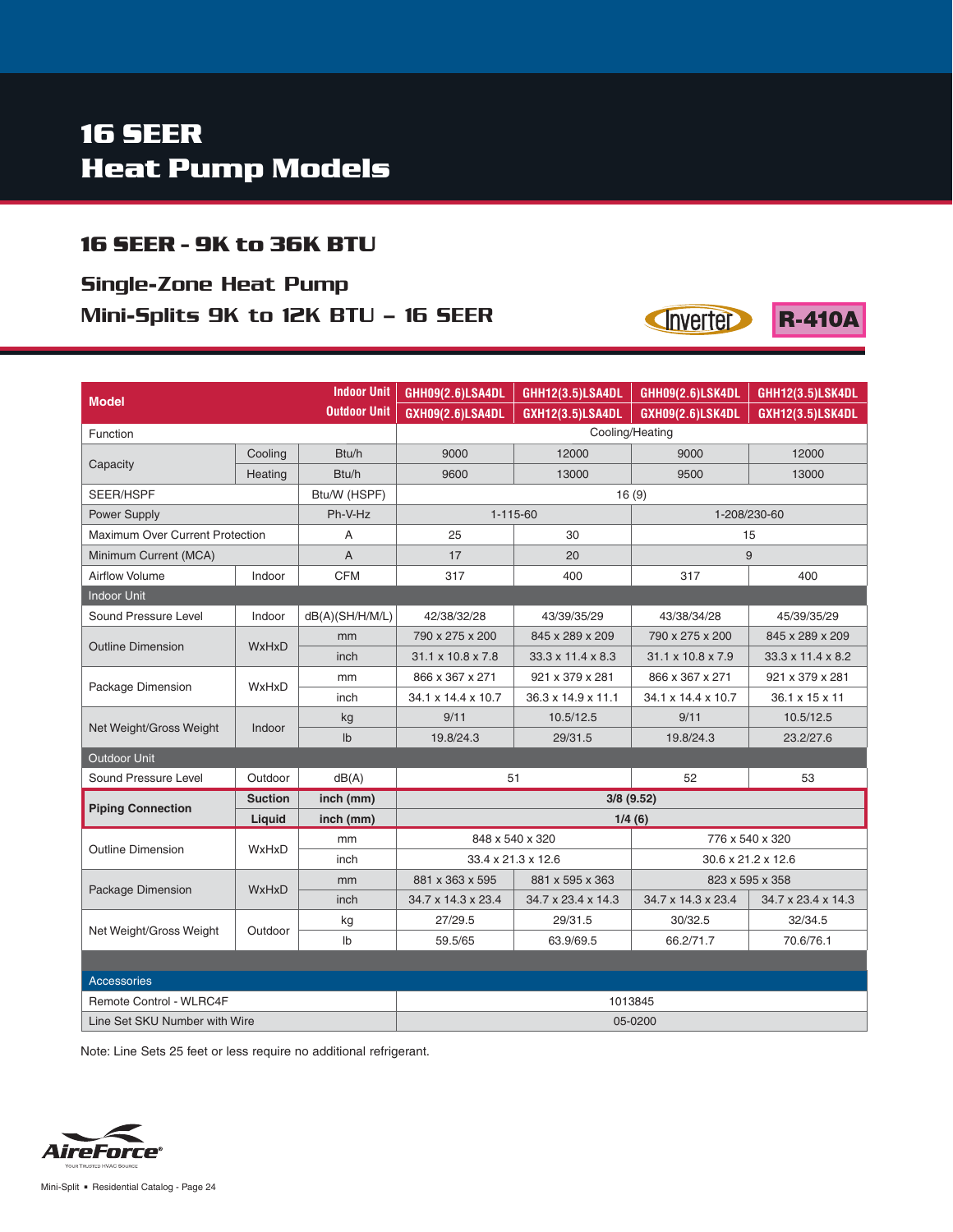# 16 SEER Heat Pump Models

## 16 SEER - 9K to 36K BTU

### Single-Zone Heat Pump Mini-Splits 9K to 12K BTU – 16 SEER

Inverter | R-410A

| Model | | Indoor Unit / Outdoor Unit | GHH09(2.6)LSA4DL / GXH09(2.6)LSA4DL | GHH12(3.5)LSA4DL / GXH12(3.5)LSA4DL | GHH09(2.6)LSK4DL / GXH09(2.6)LSK4DL | GHH12(3.5)LSK4DL / GXH12(3.5)LSK4DL |
|---|---|---|---|---|---|---|
| Function | | | Cooling/Heating | | | |
| Capacity | Cooling | Btu/h | 9000 | 12000 | 9000 | 12000 |
| | Heating | Btu/h | 9600 | 13000 | 9500 | 13000 |
| SEER/HSPF | | Btu/W (HSPF) | 16 (9) | | | |
| Power Supply | | Ph-V-Hz | 1-115-60 | | 1-208/230-60 | |
| Maximum Over Current Protection | | A | 25 | 30 | 15 | |
| Minimum Current (MCA) | | A | 17 | 20 | 9 | |
| Airflow Volume | Indoor | CFM | 317 | 400 | 317 | 400 |
| **Indoor Unit** | | | | | | |
| Sound Pressure Level | Indoor | dB(A)(SH/H/M/L) | 42/38/32/28 | 43/39/35/29 | 43/38/34/28 | 45/39/35/29 |
| Outline Dimension | WxHxD | mm | 790 x 275 x 200 | 845 x 289 x 209 | 790 x 275 x 200 | 845 x 289 x 209 |
| | | inch | 31.1 x 10.8 x 7.8 | 33.3 x 11.4 x 8.3 | 31.1 x 10.8 x 7.9 | 33.3 x 11.4 x 8.2 |
| Package Dimension | WxHxD | mm | 866 x 367 x 271 | 921 x 379 x 281 | 866 x 367 x 271 | 921 x 379 x 281 |
| | | inch | 34.1 x 14.4 x 10.7 | 36.3 x 14.9 x 11.1 | 34.1 x 14.4 x 10.7 | 36.1 x 15 x 11 |
| Net Weight/Gross Weight | Indoor | kg | 9/11 | 10.5/12.5 | 9/11 | 10.5/12.5 |
| | | lb | 19.8/24.3 | 29/31.5 | 19.8/24.3 | 23.2/27.6 |
| **Outdoor Unit** | | | | | | |
| Sound Pressure Level | Outdoor | dB(A) | 51 | | 52 | 53 |
| **Piping Connection** | **Suction** | **inch (mm)** | **3/8 (9.52)** | | | |
| | **Liquid** | **inch (mm)** | **1/4 (6)** | | | |
| Outline Dimension | WxHxD | mm | 848 x 540 x 320 | | 776 x 540 x 320 | |
| | | inch | 33.4 x 21.3 x 12.6 | | 30.6 x 21.2 x 12.6 | |
| Package Dimension | WxHxD | mm | 881 x 363 x 595 | 881 x 595 x 363 | 823 x 595 x 358 | |
| | | inch | 34.7 x 14.3 x 23.4 | 34.7 x 23.4 x 14.3 | 34.7 x 14.3 x 23.4 | 34.7 x 23.4 x 14.3 |
| Net Weight/Gross Weight | Outdoor | kg | 27/29.5 | 29/31.5 | 30/32.5 | 32/34.5 |
| | | lb | 59.5/65 | 63.9/69.5 | 66.2/71.7 | 70.6/76.1 |
| **Accessories** | | | | | | |
| Remote Control - WLRC4F | | | 1013845 | | | |
| Line Set SKU Number with Wire | | | 05-0200 | | | |

Note: Line Sets 25 feet or less require no additional refrigerant.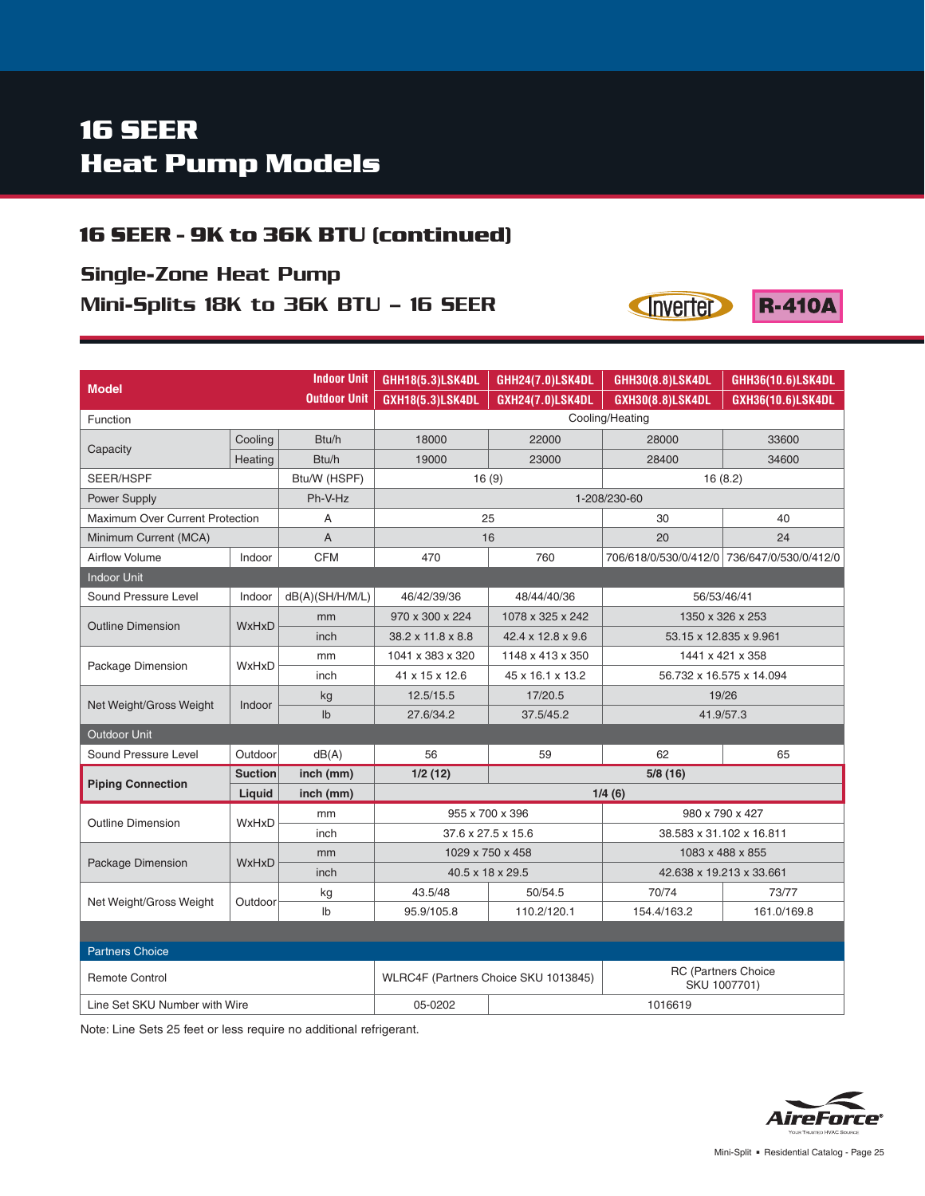# 16 SEER Heat Pump Models

## 16 SEER - 9K to 36K BTU (continued)

### Single-Zone Heat Pump

### Mini-Splits 18K to 36K BTU – 16 SEER

Inverter R-410A

| Model | | Indoor Unit / Outdoor Unit | GHH18(5.3)LSK4DL / GXH18(5.3)LSK4DL | GHH24(7.0)LSK4DL / GXH24(7.0)LSK4DL | GHH30(8.8)LSK4DL / GXH30(8.8)LSK4DL | GHH36(10.6)LSK4DL / GXH36(10.6)LSK4DL |
|---|---|---|---|---|---|---|
| Function | | | Cooling/Heating | | | |
| Capacity | Cooling | Btu/h | 18000 | 22000 | 28000 | 33600 |
| | Heating | Btu/h | 19000 | 23000 | 28400 | 34600 |
| SEER/HSPF | | Btu/W (HSPF) | 16 (9) | | 16 (8.2) | |
| Power Supply | | Ph-V-Hz | 1-208/230-60 | | | |
| Maximum Over Current Protection | | A | 25 | | 30 | 40 |
| Minimum Current (MCA) | | A | 16 | | 20 | 24 |
| Airflow Volume | Indoor | CFM | 470 | 760 | 706/618/0/530/0/412/0 | 736/647/0/530/0/412/0 |
| **Indoor Unit** | | | | | | |
| Sound Pressure Level | Indoor | dB(A)(SH/H/M/L) | 46/42/39/36 | 48/44/40/36 | 56/53/46/41 | |
| Outline Dimension | WxHxD | mm | 970 x 300 x 224 | 1078 x 325 x 242 | 1350 x 326 x 253 | |
| | | inch | 38.2 x 11.8 x 8.8 | 42.4 x 12.8 x 9.6 | 53.15 x 12.835 x 9.961 | |
| Package Dimension | WxHxD | mm | 1041 x 383 x 320 | 1148 x 413 x 350 | 1441 x 421 x 358 | |
| | | inch | 41 x 15 x 12.6 | 45 x 16.1 x 13.2 | 56.732 x 16.575 x 14.094 | |
| Net Weight/Gross Weight | Indoor | kg | 12.5/15.5 | 17/20.5 | 19/26 | |
| | | lb | 27.6/34.2 | 37.5/45.2 | 41.9/57.3 | |
| **Outdoor Unit** | | | | | | |
| Sound Pressure Level | Outdoor | dB(A) | 56 | 59 | 62 | 65 |
| **Piping Connection** | **Suction** | **inch (mm)** | **1/2 (12)** | **5/8 (16)** | | |
| | **Liquid** | **inch (mm)** | **1/4 (6)** | | | |
| Outline Dimension | WxHxD | mm | 955 x 700 x 396 | | 980 x 790 x 427 | |
| | | inch | 37.6 x 27.5 x 15.6 | | 38.583 x 31.102 x 16.811 | |
| Package Dimension | WxHxD | mm | 1029 x 750 x 458 | | 1083 x 488 x 855 | |
| | | inch | 40.5 x 18 x 29.5 | | 42.638 x 19.213 x 33.661 | |
| Net Weight/Gross Weight | Outdoor | kg | 43.5/48 | 50/54.5 | 70/74 | 73/77 |
| | | lb | 95.9/105.8 | 110.2/120.1 | 154.4/163.2 | 161.0/169.8 |
| **Partners Choice** | | | | | | |
| Remote Control | | | WLRC4F (Partners Choice SKU 1013845) | | RC (Partners Choice SKU 1007701) | |
| Line Set SKU Number with Wire | | | 05-0202 | 1016619 | | |

Note: Line Sets 25 feet or less require no additional refrigerant.